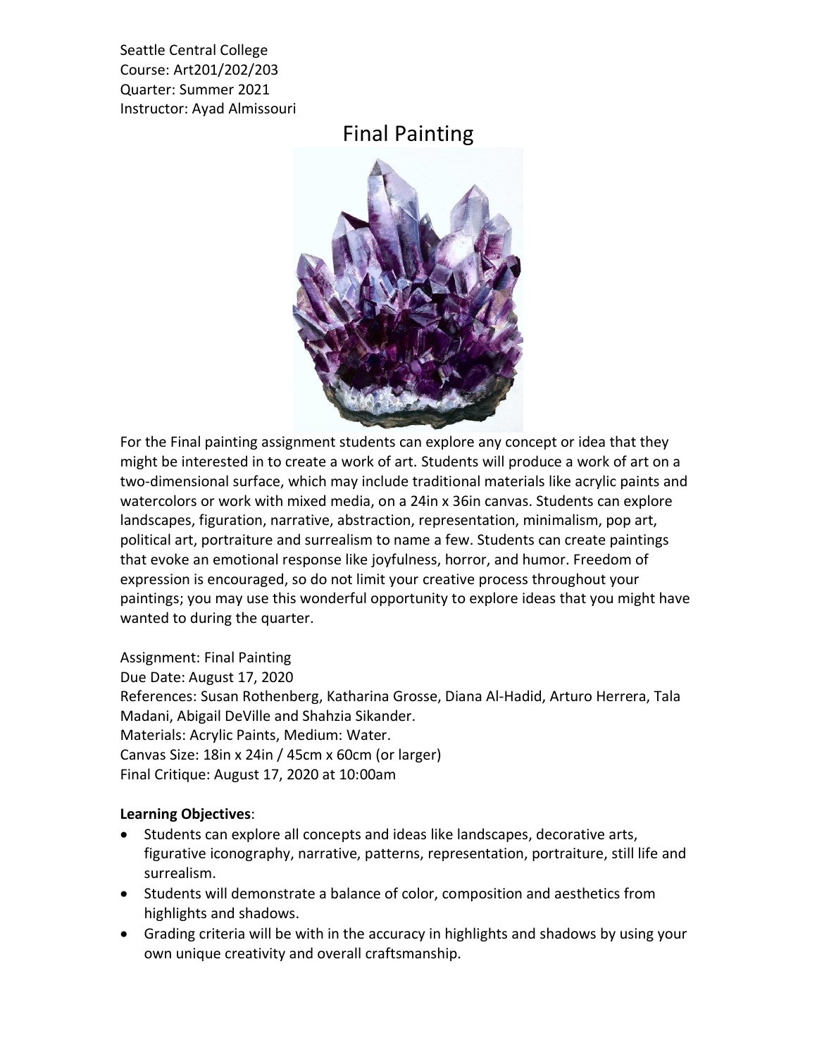Seattle Central College
Course: Art201/202/203
Quarter: Summer 2021
Instructor: Ayad Almissouri

# Final Painting

For the Final painting assignment students can explore any concept or idea that they might be interested in to create a work of art. Students will produce a work of art on a two-dimensional surface, which may include traditional materials like acrylic paints and watercolors or work with mixed media, on a 24in x 36in canvas. Students can explore landscapes, figuration, narrative, abstraction, representation, minimalism, pop art, political art, portraiture and surrealism to name a few. Students can create paintings that evoke an emotional response like joyfulness, horror, and humor. Freedom of expression is encouraged, so do not limit your creative process throughout your paintings; you may use this wonderful opportunity to explore ideas that you might have wanted to during the quarter.

Assignment: Final Painting
Due Date: August 17, 2020
References: Susan Rothenberg, Katharina Grosse, Diana Al-Hadid, Arturo Herrera, Tala Madani, Abigail DeVille and Shahzia Sikander.
Materials: Acrylic Paints, Medium: Water.
Canvas Size: 18in x 24in / 45cm x 60cm (or larger)
Final Critique: August 17, 2020 at 10:00am

**Learning Objectives**:

- Students can explore all concepts and ideas like landscapes, decorative arts, figurative iconography, narrative, patterns, representation, portraiture, still life and surrealism.
- Students will demonstrate a balance of color, composition and aesthetics from highlights and shadows.
- Grading criteria will be with in the accuracy in highlights and shadows by using your own unique creativity and overall craftsmanship.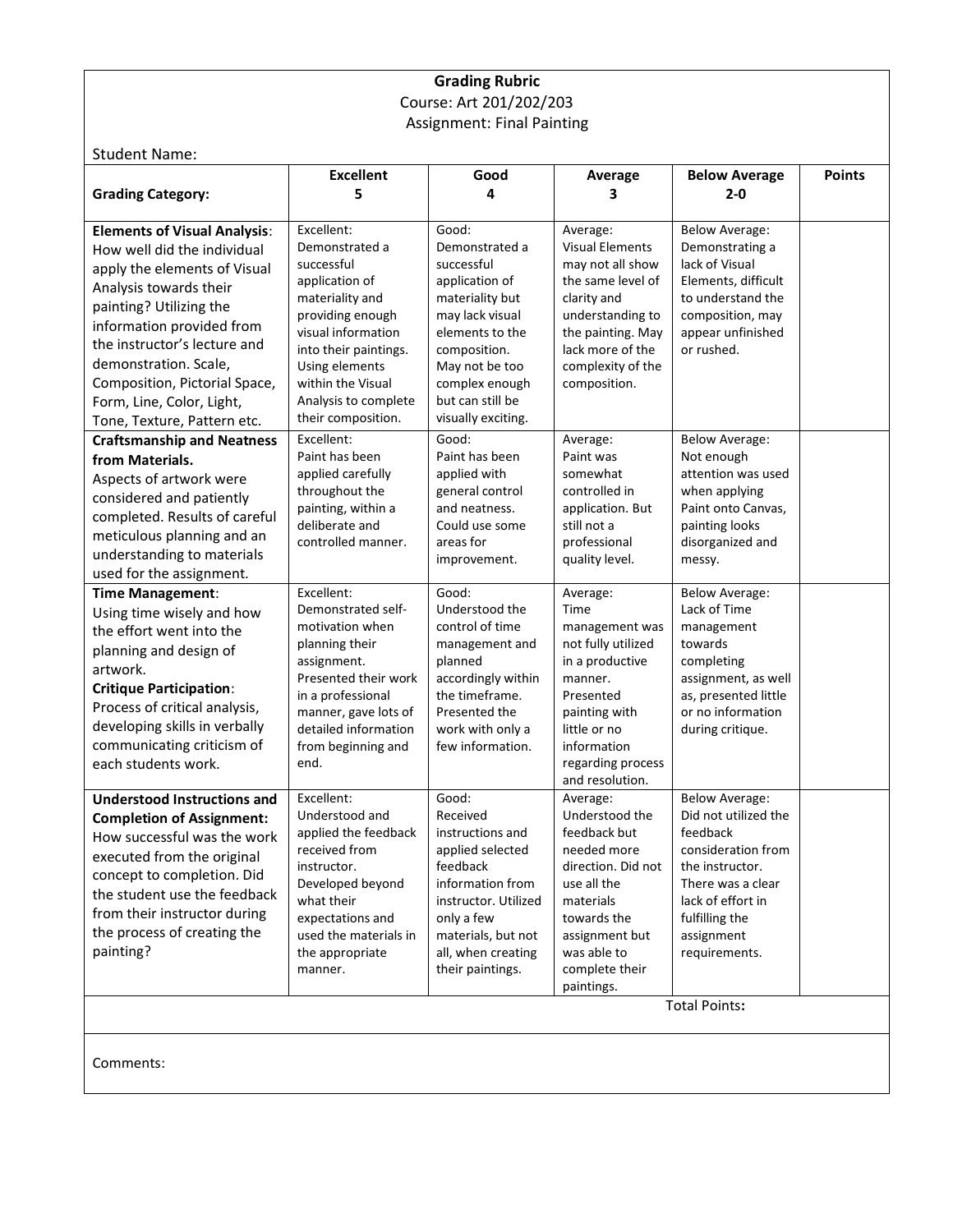**Grading Rubric**

Course: Art 201/202/203

Assignment: Final Painting

Student Name:

| **Grading Category:** | **Excellent 5** | **Good 4** | **Average 3** | **Below Average 2-0** | **Points** |
|---|---|---|---|---|---|
| **Elements of Visual Analysis**: How well did the individual apply the elements of Visual Analysis towards their painting? Utilizing the information provided from the instructor's lecture and demonstration. Scale, Composition, Pictorial Space, Form, Line, Color, Light, Tone, Texture, Pattern etc. | Excellent: Demonstrated a successful application of materiality and providing enough visual information into their paintings. Using elements within the Visual Analysis to complete their composition. | Good: Demonstrated a successful application of materiality but may lack visual elements to the composition. May not be too complex enough but can still be visually exciting. | Average: Visual Elements may not all show the same level of clarity and understanding to the painting. May lack more of the complexity of the composition. | Below Average: Demonstrating a lack of Visual Elements, difficult to understand the composition, may appear unfinished or rushed. | |
| **Craftsmanship and Neatness from Materials.** Aspects of artwork were considered and patiently completed. Results of careful meticulous planning and an understanding to materials used for the assignment. | Excellent: Paint has been applied carefully throughout the painting, within a deliberate and controlled manner. | Good: Paint has been applied with general control and neatness. Could use some areas for improvement. | Average: Paint was somewhat controlled in application. But still not a professional quality level. | Below Average: Not enough attention was used when applying Paint onto Canvas, painting looks disorganized and messy. | |
| **Time Management**: Using time wisely and how the effort went into the planning and design of artwork. **Critique Participation**: Process of critical analysis, developing skills in verbally communicating criticism of each students work. | Excellent: Demonstrated self-motivation when planning their assignment. Presented their work in a professional manner, gave lots of detailed information from beginning and end. | Good: Understood the control of time management and planned accordingly within the timeframe. Presented the work with only a few information. | Average: Time management was not fully utilized in a productive manner. Presented painting with little or no information regarding process and resolution. | Below Average: Lack of Time management towards completing assignment, as well as, presented little or no information during critique. | |
| **Understood Instructions and Completion of Assignment:** How successful was the work executed from the original concept to completion. Did the student use the feedback from their instructor during the process of creating the painting? | Excellent: Understood and applied the feedback received from instructor. Developed beyond what their expectations and used the materials in the appropriate manner. | Good: Received instructions and applied selected feedback information from instructor. Utilized only a few materials, but not all, when creating their paintings. | Average: Understood the feedback but needed more direction. Did not use all the materials towards the assignment but was able to complete their paintings. | Below Average: Did not utilized the feedback consideration from the instructor. There was a clear lack of effort in fulfilling the assignment requirements. | |
| | | | | Total Points**:** | |

Comments: